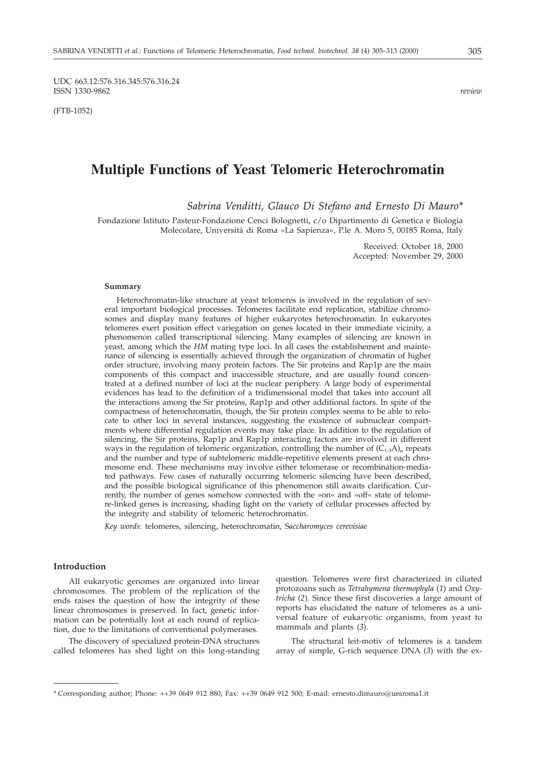UDC 663.12:576.316.345:576.316.24
ISSN 1330-9862

*review*

(FTB-1052)

# Multiple Functions of Yeast Telomeric Heterochromatin

*Sabrina Venditti, Glauco Di Stefano and Ernesto Di Mauro\**

Fondazione Istituto Pasteur-Fondazione Cenci Bolognetti, c/o Dipartimento di Genetica e Biologia Molecolare, Università di Roma »La Sapienza«, P.le A. Moro 5, 00185 Roma, Italy

Received: October 18, 2000
Accepted: November 29, 2000

### Summary

Heterochromatin-like structure at yeast telomeres is involved in the regulation of several important biological processes. Telomeres facilitate end replication, stabilize chromosomes and display many features of higher eukaryotes heterochromatin. In eukaryotes telomeres exert position effect variegation on genes located in their immediate vicinity, a phenomenon called transcriptional silencing. Many examples of silencing are known in yeast, among which the *HM* mating type loci. In all cases the establishement and maintenance of silencing is essentially achieved through the organization of chromatin of higher order structure, involving many protein factors. The Sir proteins and Rap1p are the main components of this compact and inaccessible structure, and are usually found concentrated at a defined number of loci at the nuclear periphery. A large body of experimental evidences has lead to the definition of a tridimensional model that takes into account all the interactions among the Sir proteins, Rap1p and other additional factors. In spite of the compactness of heterochromatin, though, the Sir protein complex seems to be able to relocate to other loci in several instances, suggesting the existence of subnuclear compartments where differential regulation events may take place. In addition to the regulation of silencing, the Sir proteins, Rap1p and Rap1p interacting factors are involved in different ways in the regulation of telomeric organization, controlling the number of $(C_{1-3}A)_n$ repeats and the number and type of subtelomeric middle-repetitive elements present at each chromosome end. These mechanisms may involve either telomerase or recombination-mediated pathways. Few cases of naturally occurring telomeric silencing have been described, and the possible biological significance of this phenomenon still awaits clarification. Currently, the number of genes somehow connected with the »on« and »off« state of telomere-linked genes is increasing, shading light on the variety of cellular processes affected by the integrity and stability of telomeric heterochromatin.

*Key words*: telomeres, silencing, heterochromatin, S*accharomyces cerevisiae*

## Introduction

All eukaryotic genomes are organized into linear chromosomes. The problem of the replication of the ends raises the question of how the integrity of these linear chromosomes is preserved. In fact, genetic information can be potentially lost at each round of replication, due to the limitations of conventional polymerases.

The discovery of specialized protein-DNA structures called telomeres has shed light on this long-standing question. Telomeres were first characterized in ciliated protozoans such as *Tetrahymena thermophyla* (*1*) and *Oxytricha* (*2*). Since these first discoveries a large amount of reports has elucidated the nature of telomeres as a universal feature of eukaryotic organisms, from yeast to mammals and plants (*3*).

The structural leit-motiv of telomeres is a tandem array of simple, G-rich sequence DNA (*3*) with the ex-

\* Corresponding author; Phone: ++39 0649 912 880; Fax: ++39 0649 912 500; E-mail: ernesto.dimauro@uniroma1.it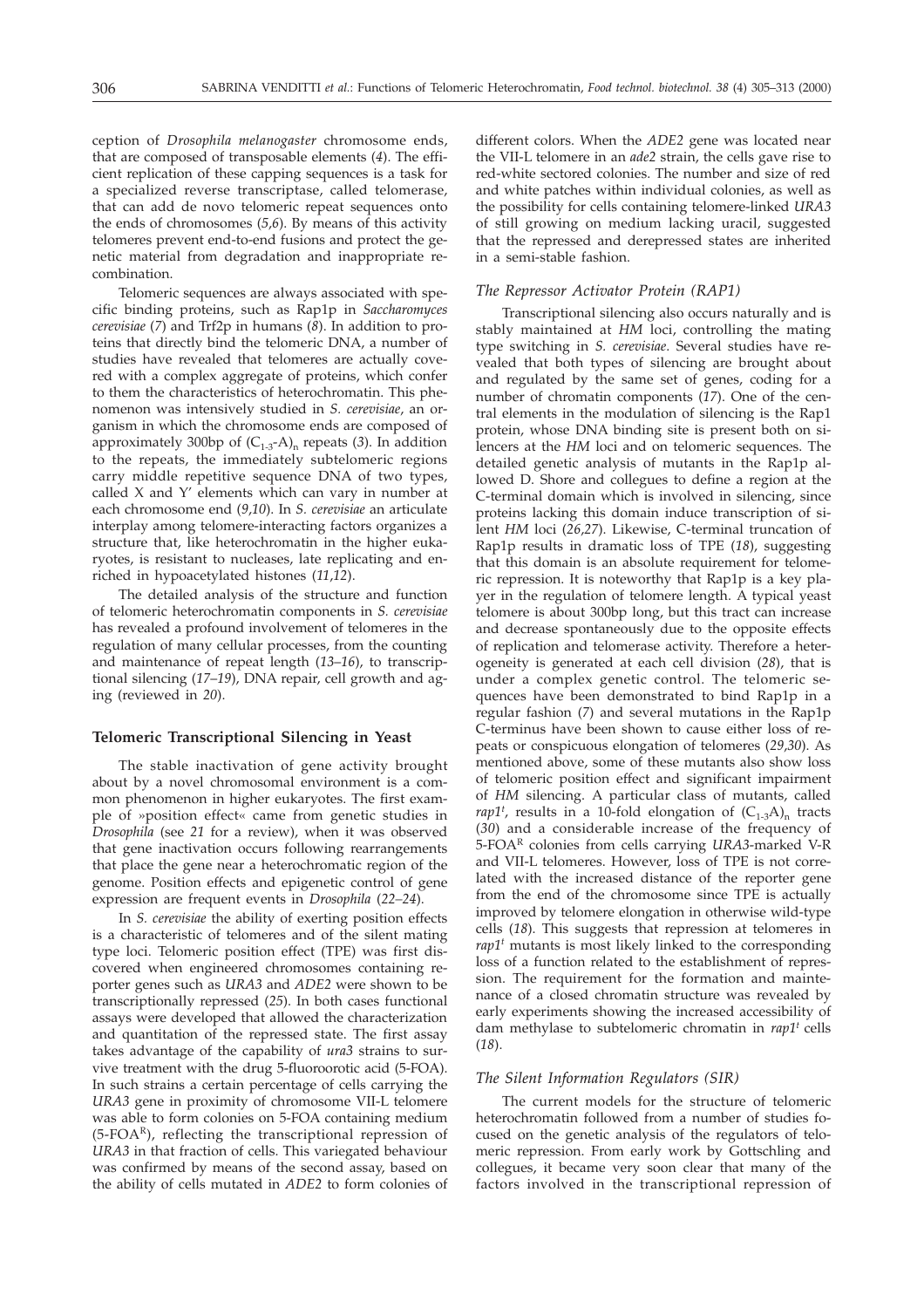ception of *Drosophila melanogaster* chromosome ends, that are composed of transposable elements (*4*). The efficient replication of these capping sequences is a task for a specialized reverse transcriptase, called telomerase, that can add de novo telomeric repeat sequences onto the ends of chromosomes (*5,6*). By means of this activity telomeres prevent end-to-end fusions and protect the genetic material from degradation and inappropriate recombination.

Telomeric sequences are always associated with specific binding proteins, such as Rap1p in *Saccharomyces cerevisiae* (*7*) and Trf2p in humans (*8*). In addition to proteins that directly bind the telomeric DNA, a number of studies have revealed that telomeres are actually covered with a complex aggregate of proteins, which confer to them the characteristics of heterochromatin. This phenomenon was intensively studied in *S. cerevisiae*, an organism in which the chromosome ends are composed of approximately 300bp of $(C_{1\text{-}3}\text{-}A)_n$ repeats (*3*). In addition to the repeats, the immediately subtelomeric regions carry middle repetitive sequence DNA of two types, called X and Y' elements which can vary in number at each chromosome end (*9,10*). In *S. cerevisiae* an articulate interplay among telomere-interacting factors organizes a structure that, like heterochromatin in the higher eukaryotes, is resistant to nucleases, late replicating and enriched in hypoacetylated histones (*11,12*).

The detailed analysis of the structure and function of telomeric heterochromatin components in *S. cerevisiae* has revealed a profound involvement of telomeres in the regulation of many cellular processes, from the counting and maintenance of repeat length (*13–16*), to transcriptional silencing (*17–19*), DNA repair, cell growth and aging (reviewed in *20*).

## Telomeric Transcriptional Silencing in Yeast

The stable inactivation of gene activity brought about by a novel chromosomal environment is a common phenomenon in higher eukaryotes. The first example of »position effect« came from genetic studies in *Drosophila* (see *21* for a review), when it was observed that gene inactivation occurs following rearrangements that place the gene near a heterochromatic region of the genome. Position effects and epigenetic control of gene expression are frequent events in *Drosophila* (*22–24*).

In *S. cerevisiae* the ability of exerting position effects is a characteristic of telomeres and of the silent mating type loci. Telomeric position effect (TPE) was first discovered when engineered chromosomes containing reporter genes such as *URA3* and *ADE2* were shown to be transcriptionally repressed (*25*). In both cases functional assays were developed that allowed the characterization and quantitation of the repressed state. The first assay takes advantage of the capability of *ura3* strains to survive treatment with the drug 5-fluoroorotic acid (5-FOA). In such strains a certain percentage of cells carrying the *URA3* gene in proximity of chromosome VII-L telomere was able to form colonies on 5-FOA containing medium (5-FOA$^R$), reflecting the transcriptional repression of *URA3* in that fraction of cells. This variegated behaviour was confirmed by means of the second assay, based on the ability of cells mutated in *ADE2* to form colonies of different colors. When the *ADE2* gene was located near the VII-L telomere in an *ade2* strain, the cells gave rise to red-white sectored colonies. The number and size of red and white patches within individual colonies, as well as the possibility for cells containing telomere-linked *URA3* of still growing on medium lacking uracil, suggested that the repressed and derepressed states are inherited in a semi-stable fashion.

### The Repressor Activator Protein (RAP1)

Transcriptional silencing also occurs naturally and is stably maintained at *HM* loci, controlling the mating type switching in *S. cerevisiae.* Several studies have revealed that both types of silencing are brought about and regulated by the same set of genes, coding for a number of chromatin components (*17*). One of the central elements in the modulation of silencing is the Rap1 protein, whose DNA binding site is present both on silencers at the *HM* loci and on telomeric sequences. The detailed genetic analysis of mutants in the Rap1p allowed D. Shore and collegues to define a region at the C-terminal domain which is involved in silencing, since proteins lacking this domain induce transcription of silent *HM* loci (*26,27*). Likewise, C-terminal truncation of Rap1p results in dramatic loss of TPE (*18*), suggesting that this domain is an absolute requirement for telomeric repression. It is noteworthy that Rap1p is a key player in the regulation of telomere length. A typical yeast telomere is about 300bp long, but this tract can increase and decrease spontaneously due to the opposite effects of replication and telomerase activity. Therefore a heterogeneity is generated at each cell division (*28*), that is under a complex genetic control. The telomeric sequences have been demonstrated to bind Rap1p in a regular fashion (*7*) and several mutations in the Rap1p C-terminus have been shown to cause either loss of repeats or conspicuous elongation of telomeres (*29,30*). As mentioned above, some of these mutants also show loss of telomeric position effect and significant impairment of *HM* silencing. A particular class of mutants, called *rap1$^t$*, results in a 10-fold elongation of $(C_{1\text{-}3}A)_n$ tracts (*30*) and a considerable increase of the frequency of 5-FOA$^R$ colonies from cells carrying *URA3*-marked V-R and VII-L telomeres. However, loss of TPE is not correlated with the increased distance of the reporter gene from the end of the chromosome since TPE is actually improved by telomere elongation in otherwise wild-type cells (*18*). This suggests that repression at telomeres in *rap1$^t$* mutants is most likely linked to the corresponding loss of a function related to the establishment of repression. The requirement for the formation and maintenance of a closed chromatin structure was revealed by early experiments showing the increased accessibility of dam methylase to subtelomeric chromatin in *rap1$^t$* cells (*18*).

### The Silent Information Regulators (SIR)

The current models for the structure of telomeric heterochromatin followed from a number of studies focused on the genetic analysis of the regulators of telomeric repression. From early work by Gottschling and collegues, it became very soon clear that many of the factors involved in the transcriptional repression of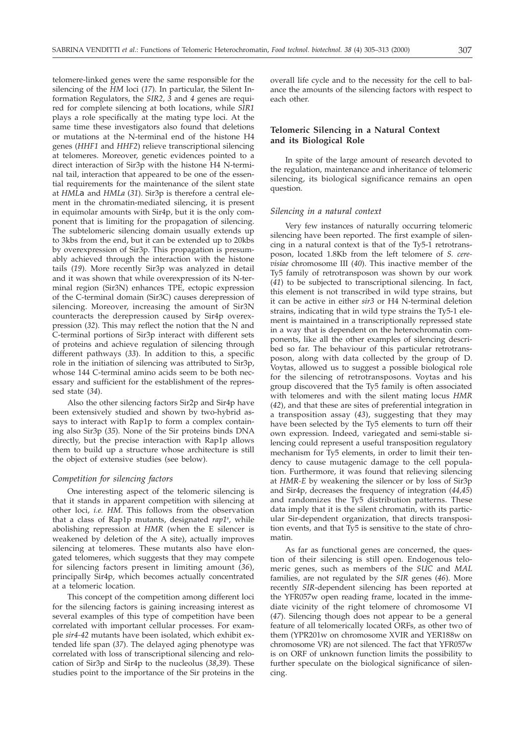telomere-linked genes were the same responsible for the silencing of the *HM* loci (*17*). In particular, the Silent Information Regulators, the *SIR2*, *3* and *4* genes are required for complete silencing at both locations, while *SIR1* plays a role specifically at the mating type loci. At the same time these investigators also found that deletions or mutations at the N-terminal end of the histone H4 genes (*HHF1* and *HHF2*) relieve transcriptional silencing at telomeres. Moreover, genetic evidences pointed to a direct interaction of Sir3p with the histone H4 N-terminal tail, interaction that appeared to be one of the essential requirements for the maintenance of the silent state at *HML*a and *HML*a (*31*). Sir3p is therefore a central element in the chromatin-mediated silencing, it is present in equimolar amounts with Sir4p, but it is the only component that is limiting for the propagation of silencing. The subtelomeric silencing domain usually extends up to 3kbs from the end, but it can be extended up to 20kbs by overexpression of Sir3p. This propagation is presumably achieved through the interaction with the histone tails (*19*). More recently Sir3p was analyzed in detail and it was shown that while overexpression of its N-terminal region (Sir3N) enhances TPE, ectopic expression of the C-terminal domain (Sir3C) causes derepression of silencing. Moreover, increasing the amount of Sir3N counteracts the derepression caused by Sir4p overexpression (*32*). This may reflect the notion that the N and C-terminal portions of Sir3p interact with different sets of proteins and achieve regulation of silencing through different pathways (*33*). In addition to this, a specific role in the initiation of silencing was attributed to Sir3p, whose 144 C-terminal amino acids seem to be both necessary and sufficient for the establishment of the repressed state (*34*).

Also the other silencing factors Sir2p and Sir4p have been extensively studied and shown by two-hybrid assays to interact with Rap1p to form a complex containing also Sir3p (*35*). None of the Sir proteins binds DNA directly, but the precise interaction with Rap1p allows them to build up a structure whose architecture is still the object of extensive studies (see below).

### *Competition for silencing factors*

One interesting aspect of the telomeric silencing is that it stands in apparent competition with silencing at other loci, *i.e. HM*. This follows from the observation that a class of Rap1p mutants, designated *rap1*[s], while abolishing repression at *HMR* (when the E silencer is weakened by deletion of the A site), actually improves silencing at telomeres. These mutants also have elongated telomeres, which suggests that they may compete for silencing factors present in limiting amount (*36*), principally Sir4p, which becomes actually concentrated at a telomeric location.

This concept of the competition among different loci for the silencing factors is gaining increasing interest as several examples of this type of competition have been correlated with important cellular processes. For example *sir4-42* mutants have been isolated, which exhibit extended life span (*37*). The delayed aging phenotype was correlated with loss of transcriptional silencing and relocation of Sir3p and Sir4p to the nucleolus (*38,39*). These studies point to the importance of the Sir proteins in the overall life cycle and to the necessity for the cell to balance the amounts of the silencing factors with respect to each other.

## Telomeric Silencing in a Natural Context and its Biological Role

In spite of the large amount of research devoted to the regulation, maintenance and inheritance of telomeric silencing, its biological significance remains an open question.

### *Silencing in a natural context*

Very few instances of naturally occurring telomeric silencing have been reported. The first example of silencing in a natural context is that of the Ty5-1 retrotransposon, located 1.8Kb from the left telomere of *S. cerevisiae* chromosome III (*40*). This inactive member of the Ty5 family of retrotransposon was shown by our work (*41*) to be subjected to transcriptional silencing. In fact, this element is not transcribed in wild type strains, but it can be active in either *sir3* or H4 N-terminal deletion strains, indicating that in wild type strains the Ty5-1 element is maintained in a transcriptionally repressed state in a way that is dependent on the heterochromatin components, like all the other examples of silencing described so far. The behaviour of this particular retrotransposon, along with data collected by the group of D. Voytas, allowed us to suggest a possible biological role for the silencing of retrotransposons. Voytas and his group discovered that the Ty5 family is often associated with telomeres and with the silent mating locus *HMR* (*42*), and that these are sites of preferential integration in a transposition assay (*43*), suggesting that they may have been selected by the Ty5 elements to turn off their own expression. Indeed, variegated and semi-stable silencing could represent a useful transposition regulatory mechanism for Ty5 elements, in order to limit their tendency to cause mutagenic damage to the cell population. Furthermore, it was found that relieving silencing at *HMR-E* by weakening the silencer or by loss of Sir3p and Sir4p, decreases the frequency of integration (*44,45*) and randomizes the Ty5 distribution patterns. These data imply that it is the silent chromatin, with its particular Sir-dependent organization, that directs transposition events, and that Ty5 is sensitive to the state of chromatin.

As far as functional genes are concerned, the question of their silencing is still open. Endogenous telomeric genes, such as members of the *SUC* and *MAL* families, are not regulated by the *SIR* genes (*46*). More recently *SIR*-dependent silencing has been reported at the YFR057w open reading frame, located in the immediate vicinity of the right telomere of chromosome VI (*47*). Silencing though does not appear to be a general feature of all telomerically located ORFs, as other two of them (YPR201w on chromosome XVIR and YER188w on chromosome VR) are not silenced. The fact that YFR057w is on ORF of unknown function limits the possibility to further speculate on the biological significance of silencing.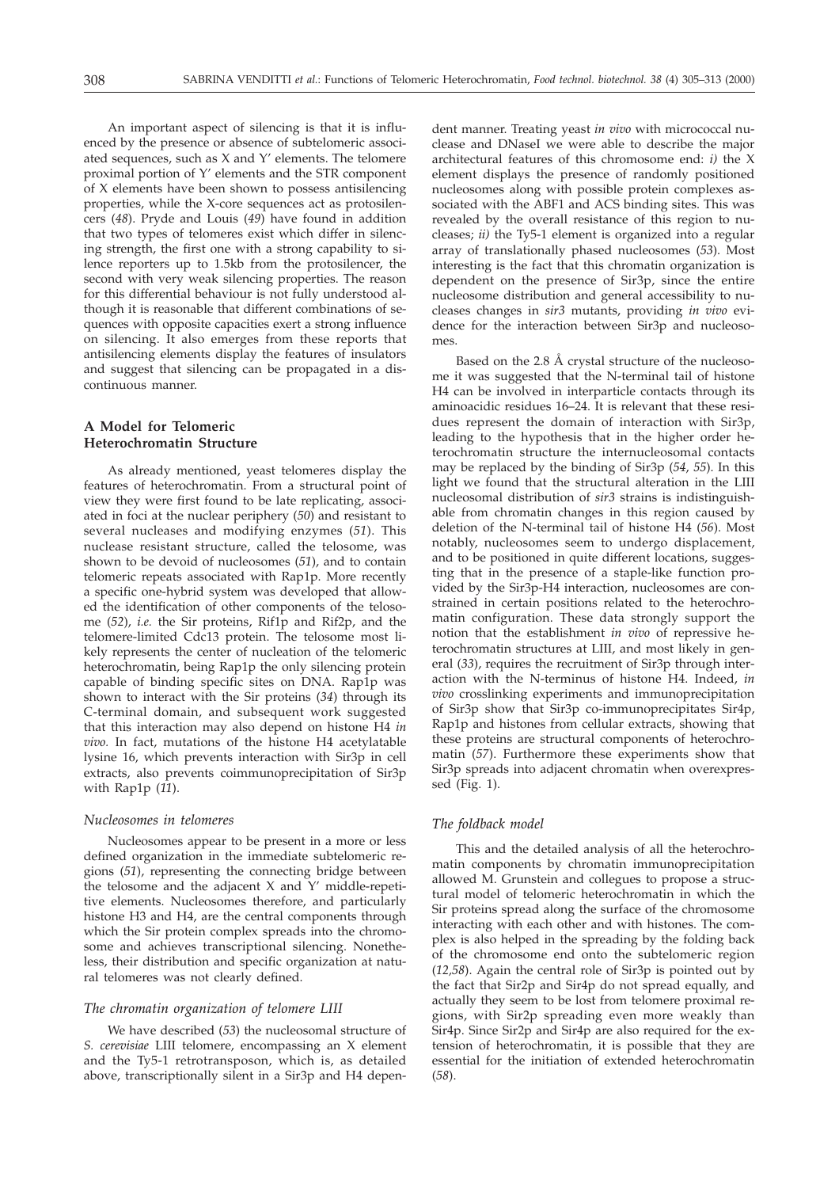An important aspect of silencing is that it is influenced by the presence or absence of subtelomeric associated sequences, such as X and Y' elements. The telomere proximal portion of Y' elements and the STR component of X elements have been shown to possess antisilencing properties, while the X-core sequences act as protosilencers (*48*). Pryde and Louis (*49*) have found in addition that two types of telomeres exist which differ in silencing strength, the first one with a strong capability to silence reporters up to 1.5kb from the protosilencer, the second with very weak silencing properties. The reason for this differential behaviour is not fully understood although it is reasonable that different combinations of sequences with opposite capacities exert a strong influence on silencing. It also emerges from these reports that antisilencing elements display the features of insulators and suggest that silencing can be propagated in a discontinuous manner.

## A Model for Telomeric Heterochromatin Structure

As already mentioned, yeast telomeres display the features of heterochromatin. From a structural point of view they were first found to be late replicating, associated in foci at the nuclear periphery (*50*) and resistant to several nucleases and modifying enzymes (*51*). This nuclease resistant structure, called the telosome, was shown to be devoid of nucleosomes (*51*), and to contain telomeric repeats associated with Rap1p. More recently a specific one-hybrid system was developed that allowed the identification of other components of the telosome (*52*), *i.e.* the Sir proteins, Rif1p and Rif2p, and the telomere-limited Cdc13 protein. The telosome most likely represents the center of nucleation of the telomeric heterochromatin, being Rap1p the only silencing protein capable of binding specific sites on DNA. Rap1p was shown to interact with the Sir proteins (*34*) through its C-terminal domain, and subsequent work suggested that this interaction may also depend on histone H4 *in vivo.* In fact, mutations of the histone H4 acetylatable lysine 16, which prevents interaction with Sir3p in cell extracts, also prevents coimmunoprecipitation of Sir3p with Rap1p (*11*).

### *Nucleosomes in telomeres*

Nucleosomes appear to be present in a more or less defined organization in the immediate subtelomeric regions (*51*), representing the connecting bridge between the telosome and the adjacent X and Y' middle-repetitive elements. Nucleosomes therefore, and particularly histone H3 and H4, are the central components through which the Sir protein complex spreads into the chromosome and achieves transcriptional silencing. Nonetheless, their distribution and specific organization at natural telomeres was not clearly defined.

### *The chromatin organization of telomere LIII*

We have described (*53*) the nucleosomal structure of *S. cerevisiae* LIII telomere, encompassing an X element and the Ty5-1 retrotransposon, which is, as detailed above, transcriptionally silent in a Sir3p and H4 dependent manner. Treating yeast *in vivo* with micrococcal nuclease and DNaseI we were able to describe the major architectural features of this chromosome end: *i)* the X element displays the presence of randomly positioned nucleosomes along with possible protein complexes associated with the ABF1 and ACS binding sites. This was revealed by the overall resistance of this region to nucleases; *ii)* the Ty5-1 element is organized into a regular array of translationally phased nucleosomes (*53*). Most interesting is the fact that this chromatin organization is dependent on the presence of Sir3p, since the entire nucleosome distribution and general accessibility to nucleases changes in *sir3* mutants, providing *in vivo* evidence for the interaction between Sir3p and nucleosomes.

Based on the 2.8 Å crystal structure of the nucleosome it was suggested that the N-terminal tail of histone H4 can be involved in interparticle contacts through its aminoacidic residues 16–24. It is relevant that these residues represent the domain of interaction with Sir3p, leading to the hypothesis that in the higher order heterochromatin structure the internucleosomal contacts may be replaced by the binding of Sir3p (*54, 55*). In this light we found that the structural alteration in the LIII nucleosomal distribution of *sir3* strains is indistinguishable from chromatin changes in this region caused by deletion of the N-terminal tail of histone H4 (*56*). Most notably, nucleosomes seem to undergo displacement, and to be positioned in quite different locations, suggesting that in the presence of a staple-like function provided by the Sir3p-H4 interaction, nucleosomes are constrained in certain positions related to the heterochromatin configuration. These data strongly support the notion that the establishment *in vivo* of repressive heterochromatin structures at LIII, and most likely in general (*33*), requires the recruitment of Sir3p through interaction with the N-terminus of histone H4. Indeed, *in vivo* crosslinking experiments and immunoprecipitation of Sir3p show that Sir3p co-immunoprecipitates Sir4p, Rap1p and histones from cellular extracts, showing that these proteins are structural components of heterochromatin (*57*). Furthermore these experiments show that Sir3p spreads into adjacent chromatin when overexpressed (Fig. 1).

### *The foldback model*

This and the detailed analysis of all the heterochromatin components by chromatin immunoprecipitation allowed M. Grunstein and collegues to propose a structural model of telomeric heterochromatin in which the Sir proteins spread along the surface of the chromosome interacting with each other and with histones. The complex is also helped in the spreading by the folding back of the chromosome end onto the subtelomeric region (*12,58*). Again the central role of Sir3p is pointed out by the fact that Sir2p and Sir4p do not spread equally, and actually they seem to be lost from telomere proximal regions, with Sir2p spreading even more weakly than Sir4p. Since Sir2p and Sir4p are also required for the extension of heterochromatin, it is possible that they are essential for the initiation of extended heterochromatin (*58*).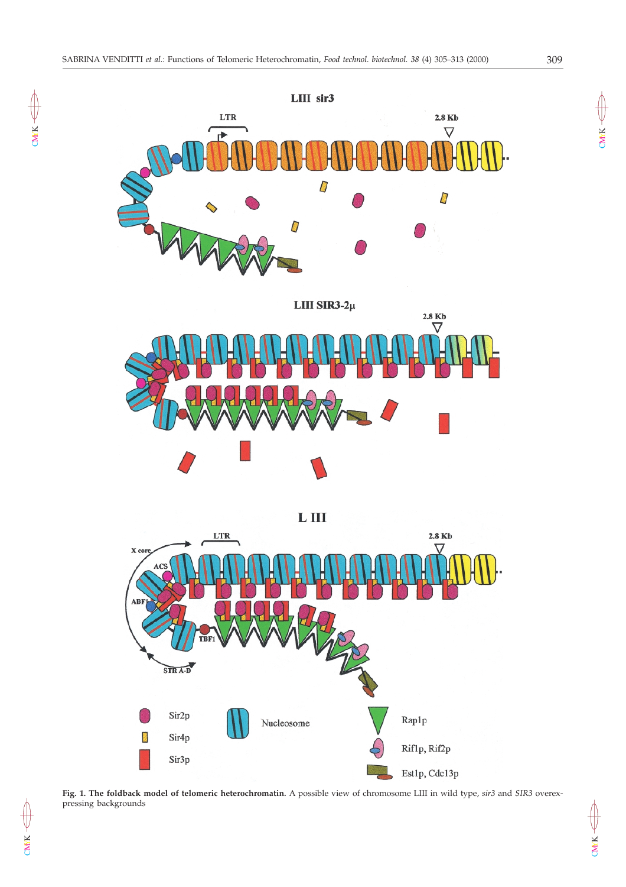**Fig. 1. The foldback model of telomeric heterochromatin.** A possible view of chromosome LIII in wild type, *sir3* and *SIR3* overexpressing backgrounds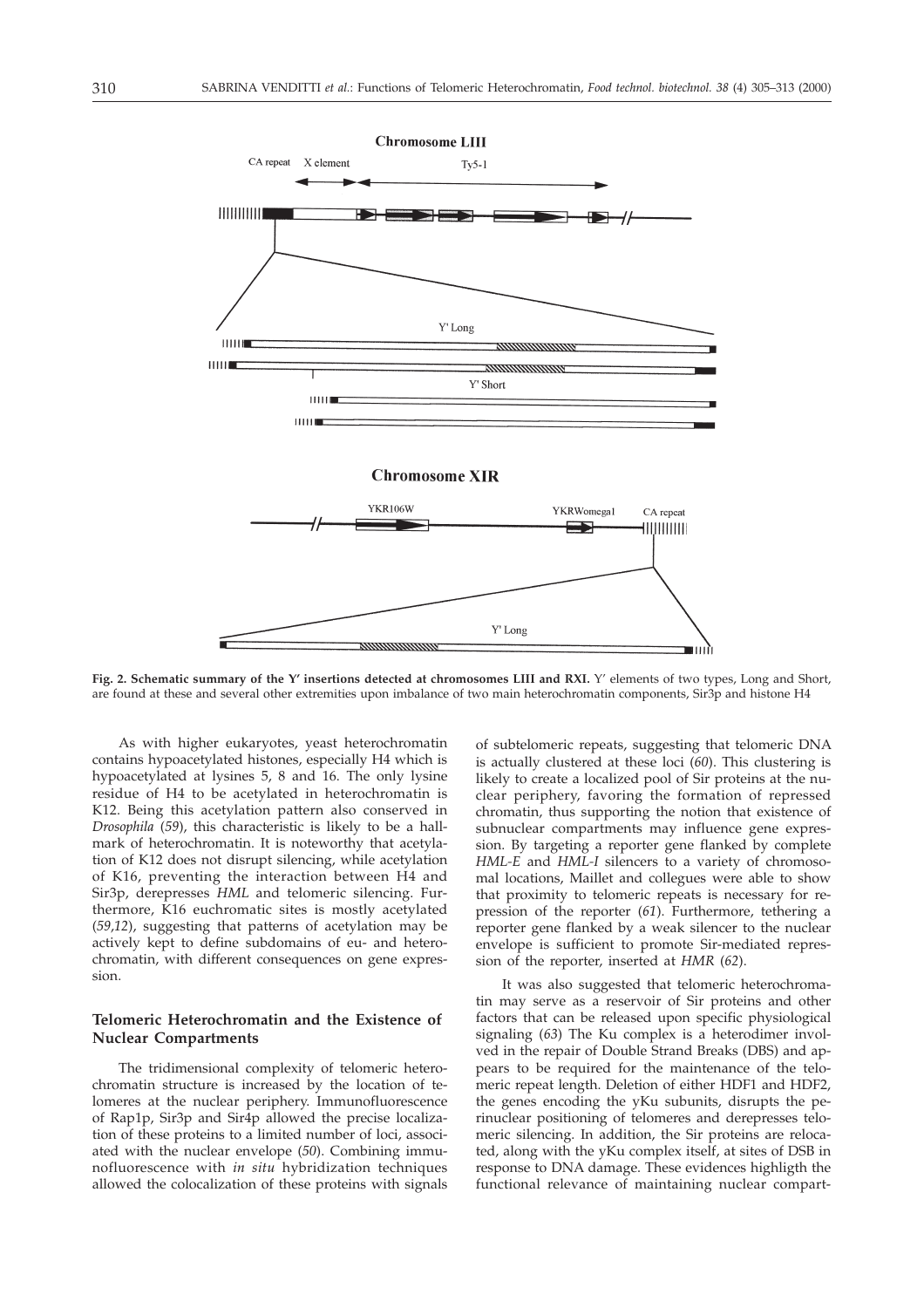**Fig. 2. Schematic summary of the Y' insertions detected at chromosomes LIII and RXI.** Y' elements of two types, Long and Short, are found at these and several other extremities upon imbalance of two main heterochromatin components, Sir3p and histone H4

As with higher eukaryotes, yeast heterochromatin contains hypoacetylated histones, especially H4 which is hypoacetylated at lysines 5, 8 and 16. The only lysine residue of H4 to be acetylated in heterochromatin is K12. Being this acetylation pattern also conserved in *Drosophila* (*59*), this characteristic is likely to be a hallmark of heterochromatin. It is noteworthy that acetylation of K12 does not disrupt silencing, while acetylation of K16, preventing the interaction between H4 and Sir3p, derepresses *HML* and telomeric silencing. Furthermore, K16 euchromatic sites is mostly acetylated (*59,12*), suggesting that patterns of acetylation may be actively kept to define subdomains of eu- and heterochromatin, with different consequences on gene expression.

## Telomeric Heterochromatin and the Existence of Nuclear Compartments

The tridimensional complexity of telomeric heterochromatin structure is increased by the location of telomeres at the nuclear periphery. Immunofluorescence of Rap1p, Sir3p and Sir4p allowed the precise localization of these proteins to a limited number of loci, associated with the nuclear envelope (*50*). Combining immunofluorescence with *in situ* hybridization techniques allowed the colocalization of these proteins with signals of subtelomeric repeats, suggesting that telomeric DNA is actually clustered at these loci (*60*). This clustering is likely to create a localized pool of Sir proteins at the nuclear periphery, favoring the formation of repressed chromatin, thus supporting the notion that existence of subnuclear compartments may influence gene expression. By targeting a reporter gene flanked by complete *HML-E* and *HML-I* silencers to a variety of chromosomal locations, Maillet and collegues were able to show that proximity to telomeric repeats is necessary for repression of the reporter (*61*). Furthermore, tethering a reporter gene flanked by a weak silencer to the nuclear envelope is sufficient to promote Sir-mediated repression of the reporter, inserted at *HMR* (*62*).

It was also suggested that telomeric heterochromatin may serve as a reservoir of Sir proteins and other factors that can be released upon specific physiological signaling (*63*) The Ku complex is a heterodimer involved in the repair of Double Strand Breaks (DBS) and appears to be required for the maintenance of the telomeric repeat length. Deletion of either HDF1 and HDF2, the genes encoding the yKu subunits, disrupts the perinuclear positioning of telomeres and derepresses telomeric silencing. In addition, the Sir proteins are relocated, along with the yKu complex itself, at sites of DSB in response to DNA damage. These evidences highligth the functional relevance of maintaining nuclear compart-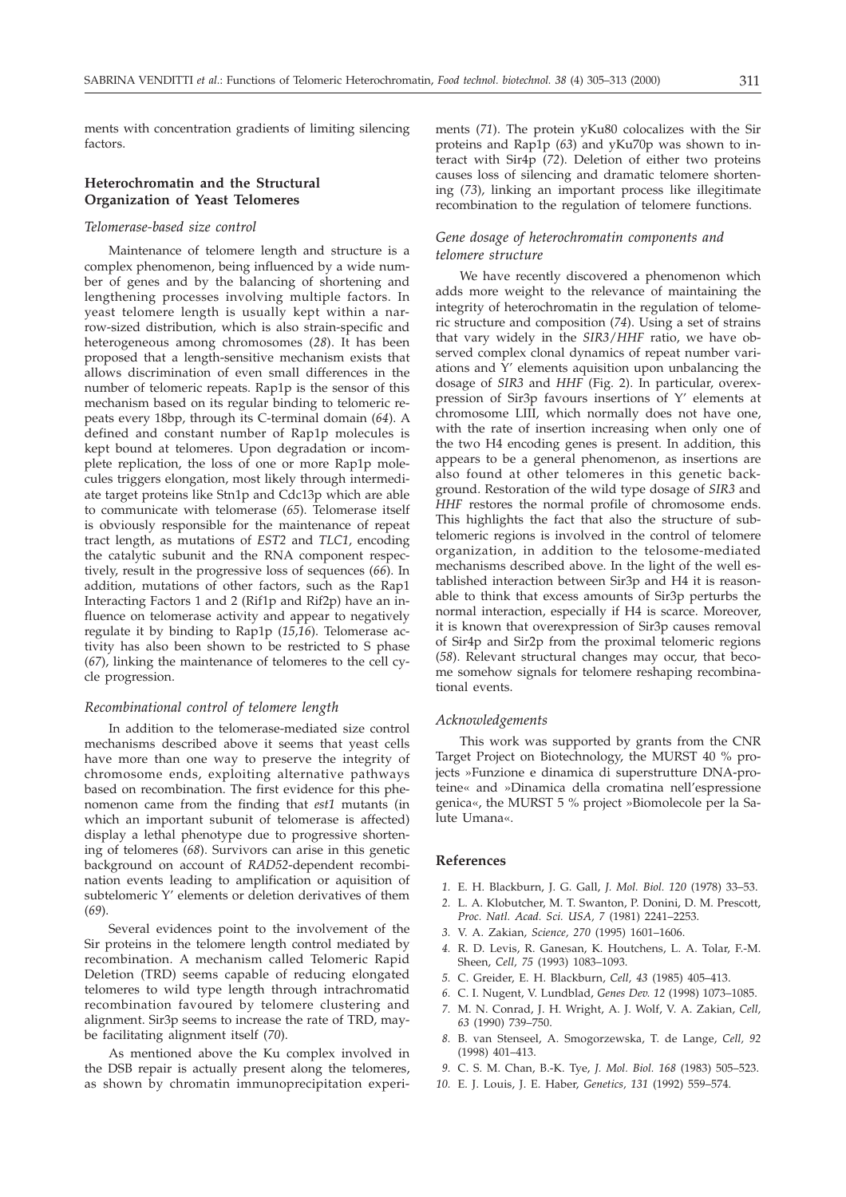ments with concentration gradients of limiting silencing factors.

## Heterochromatin and the Structural Organization of Yeast Telomeres

### *Telomerase-based size control*

Maintenance of telomere length and structure is a complex phenomenon, being influenced by a wide number of genes and by the balancing of shortening and lengthening processes involving multiple factors. In yeast telomere length is usually kept within a narrow-sized distribution, which is also strain-specific and heterogeneous among chromosomes (*28*). It has been proposed that a length-sensitive mechanism exists that allows discrimination of even small differences in the number of telomeric repeats. Rap1p is the sensor of this mechanism based on its regular binding to telomeric repeats every 18bp, through its C-terminal domain (*64*). A defined and constant number of Rap1p molecules is kept bound at telomeres. Upon degradation or incomplete replication, the loss of one or more Rap1p molecules triggers elongation, most likely through intermediate target proteins like Stn1p and Cdc13p which are able to communicate with telomerase (*65*). Telomerase itself is obviously responsible for the maintenance of repeat tract length, as mutations of *EST2* and *TLC1*, encoding the catalytic subunit and the RNA component respectively, result in the progressive loss of sequences (*66*). In addition, mutations of other factors, such as the Rap1 Interacting Factors 1 and 2 (Rif1p and Rif2p) have an influence on telomerase activity and appear to negatively regulate it by binding to Rap1p (*15,16*). Telomerase activity has also been shown to be restricted to S phase (*67*), linking the maintenance of telomeres to the cell cycle progression.

### *Recombinational control of telomere length*

In addition to the telomerase-mediated size control mechanisms described above it seems that yeast cells have more than one way to preserve the integrity of chromosome ends, exploiting alternative pathways based on recombination. The first evidence for this phenomenon came from the finding that *est1* mutants (in which an important subunit of telomerase is affected) display a lethal phenotype due to progressive shortening of telomeres (*68*). Survivors can arise in this genetic background on account of *RAD52*-dependent recombination events leading to amplification or aquisition of subtelomeric Y' elements or deletion derivatives of them (*69*).

Several evidences point to the involvement of the Sir proteins in the telomere length control mediated by recombination. A mechanism called Telomeric Rapid Deletion (TRD) seems capable of reducing elongated telomeres to wild type length through intrachromatid recombination favoured by telomere clustering and alignment. Sir3p seems to increase the rate of TRD, maybe facilitating alignment itself (*70*).

As mentioned above the Ku complex involved in the DSB repair is actually present along the telomeres, as shown by chromatin immunoprecipitation experiments (*71*). The protein yKu80 colocalizes with the Sir proteins and Rap1p (*63*) and yKu70p was shown to interact with Sir4p (*72*). Deletion of either two proteins causes loss of silencing and dramatic telomere shortening (*73*), linking an important process like illegitimate recombination to the regulation of telomere functions.

### *Gene dosage of heterochromatin components and telomere structure*

We have recently discovered a phenomenon which adds more weight to the relevance of maintaining the integrity of heterochromatin in the regulation of telomeric structure and composition (*74*). Using a set of strains that vary widely in the *SIR3*/*HHF* ratio, we have observed complex clonal dynamics of repeat number variations and Y' elements aquisition upon unbalancing the dosage of *SIR3* and *HHF* (Fig. 2). In particular, overexpression of Sir3p favours insertions of Y' elements at chromosome LIII, which normally does not have one, with the rate of insertion increasing when only one of the two H4 encoding genes is present. In addition, this appears to be a general phenomenon, as insertions are also found at other telomeres in this genetic background. Restoration of the wild type dosage of *SIR3* and *HHF* restores the normal profile of chromosome ends. This highlights the fact that also the structure of subtelomeric regions is involved in the control of telomere organization, in addition to the telosome-mediated mechanisms described above. In the light of the well established interaction between Sir3p and H4 it is reasonable to think that excess amounts of Sir3p perturbs the normal interaction, especially if H4 is scarce. Moreover, it is known that overexpression of Sir3p causes removal of Sir4p and Sir2p from the proximal telomeric regions (*58*). Relevant structural changes may occur, that become somehow signals for telomere reshaping recombinational events.

### *Acknowledgements*

This work was supported by grants from the CNR Target Project on Biotechnology, the MURST 40 % projects »Funzione e dinamica di superstrutture DNA-proteine« and »Dinamica della cromatina nell'espressione genica«, the MURST 5 % project »Biomolecole per la Salute Umana«.

## References

1. E. H. Blackburn, J. G. Gall, *J. Mol. Biol. 120* (1978) 33–53.
2. L. A. Klobutcher, M. T. Swanton, P. Donini, D. M. Prescott, *Proc. Natl. Acad. Sci. USA, 7* (1981) 2241–2253.
3. V. A. Zakian, *Science, 270* (1995) 1601–1606.
4. R. D. Levis, R. Ganesan, K. Houtchens, L. A. Tolar, F.-M. Sheen, *Cell, 75* (1993) 1083–1093.
5. C. Greider, E. H. Blackburn, *Cell, 43* (1985) 405–413.
6. C. I. Nugent, V. Lundblad, *Genes Dev. 12* (1998) 1073–1085.
7. M. N. Conrad, J. H. Wright, A. J. Wolf, V. A. Zakian, *Cell, 63* (1990) 739–750.
8. B. van Stenseel, A. Smogorzewska, T. de Lange, *Cell, 92* (1998) 401–413.
9. C. S. M. Chan, B.-K. Tye, *J. Mol. Biol. 168* (1983) 505–523.
10. E. J. Louis, J. E. Haber, *Genetics, 131* (1992) 559–574.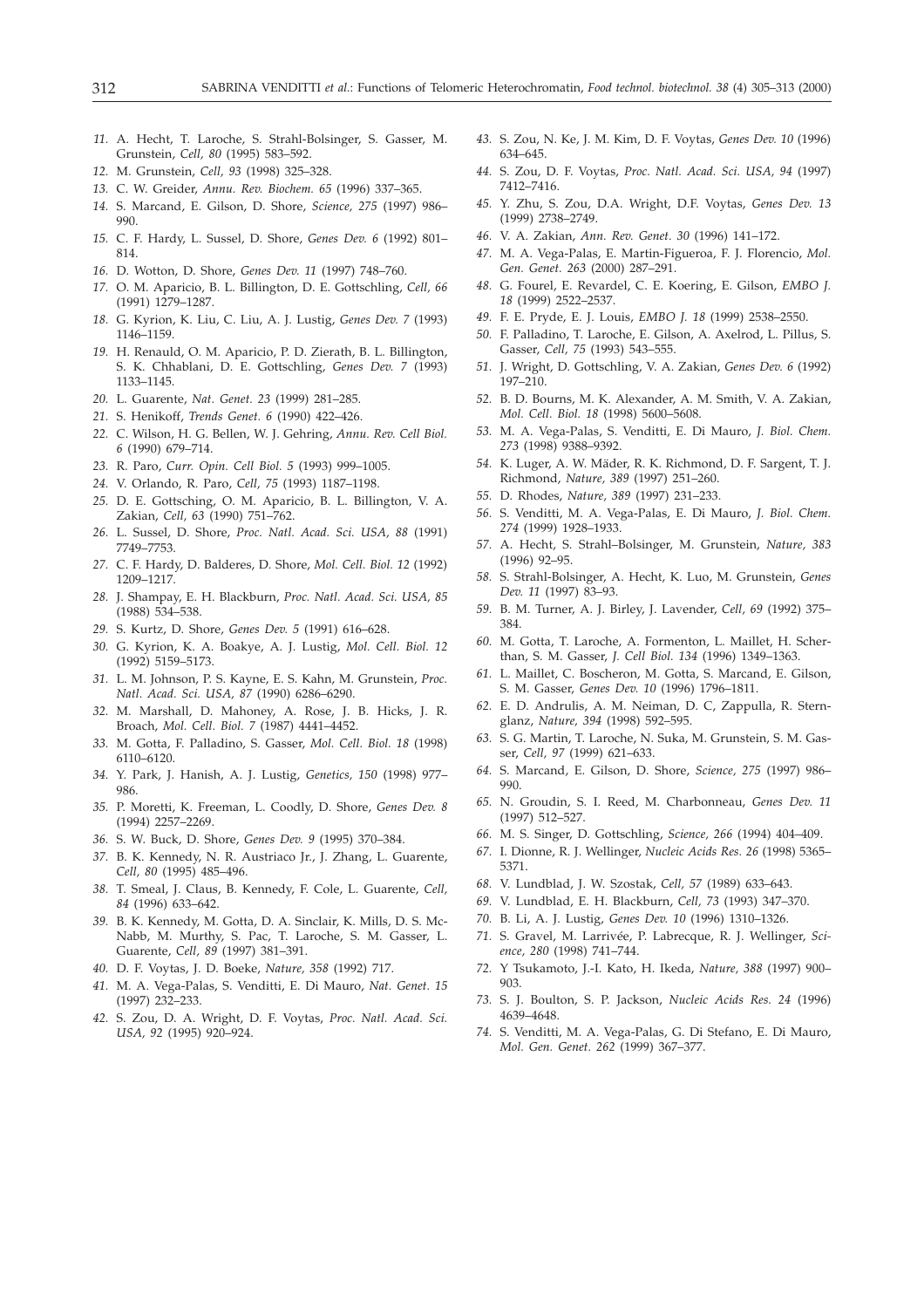11. A. Hecht, T. Laroche, S. Strahl-Bolsinger, S. Gasser, M. Grunstein, *Cell, 80* (1995) 583–592.
12. M. Grunstein, *Cell, 93* (1998) 325–328.
13. C. W. Greider, *Annu. Rev. Biochem. 65* (1996) 337–365.
14. S. Marcand, E. Gilson, D. Shore, *Science, 275* (1997) 986–990.
15. C. F. Hardy, L. Sussel, D. Shore, *Genes Dev. 6* (1992) 801–814.
16. D. Wotton, D. Shore, *Genes Dev. 11* (1997) 748–760.
17. O. M. Aparicio, B. L. Billington, D. E. Gottschling, *Cell, 66* (1991) 1279–1287.
18. G. Kyrion, K. Liu, C. Liu, A. J. Lustig, *Genes Dev. 7* (1993) 1146–1159.
19. H. Renauld, O. M. Aparicio, P. D. Zierath, B. L. Billington, S. K. Chhablani, D. E. Gottschling, *Genes Dev. 7* (1993) 1133–1145.
20. L. Guarente, *Nat. Genet. 23* (1999) 281–285.
21. S. Henikoff, *Trends Genet. 6* (1990) 422–426.
22. C. Wilson, H. G. Bellen, W. J. Gehring, *Annu. Rev. Cell Biol. 6* (1990) 679–714.
23. R. Paro, *Curr. Opin. Cell Biol. 5* (1993) 999–1005.
24. V. Orlando, R. Paro, *Cell, 75* (1993) 1187–1198.
25. D. E. Gottsching, O. M. Aparicio, B. L. Billington, V. A. Zakian, *Cell, 63* (1990) 751–762.
26. L. Sussel, D. Shore, *Proc. Natl. Acad. Sci. USA, 88* (1991) 7749–7753.
27. C. F. Hardy, D. Balderes, D. Shore, *Mol. Cell. Biol. 12* (1992) 1209–1217.
28. J. Shampay, E. H. Blackburn, *Proc. Natl. Acad. Sci. USA, 85* (1988) 534–538.
29. S. Kurtz, D. Shore, *Genes Dev. 5* (1991) 616–628.
30. G. Kyrion, K. A. Boakye, A. J. Lustig, *Mol. Cell. Biol. 12* (1992) 5159–5173.
31. L. M. Johnson, P. S. Kayne, E. S. Kahn, M. Grunstein, *Proc. Natl. Acad. Sci. USA, 87* (1990) 6286–6290.
32. M. Marshall, D. Mahoney, A. Rose, J. B. Hicks, J. R. Broach, *Mol. Cell. Biol. 7* (1987) 4441–4452.
33. M. Gotta, F. Palladino, S. Gasser, *Mol. Cell. Biol. 18* (1998) 6110–6120.
34. Y. Park, J. Hanish, A. J. Lustig, *Genetics, 150* (1998) 977–986.
35. P. Moretti, K. Freeman, L. Coodly, D. Shore, *Genes Dev. 8* (1994) 2257–2269.
36. S. W. Buck, D. Shore, *Genes Dev. 9* (1995) 370–384.
37. B. K. Kennedy, N. R. Austriaco Jr., J. Zhang, L. Guarente, *Cell, 80* (1995) 485–496.
38. T. Smeal, J. Claus, B. Kennedy, F. Cole, L. Guarente, *Cell, 84* (1996) 633–642.
39. B. K. Kennedy, M. Gotta, D. A. Sinclair, K. Mills, D. S. McNabb, M. Murthy, S. Pac, T. Laroche, S. M. Gasser, L. Guarente, *Cell, 89* (1997) 381–391.
40. D. F. Voytas, J. D. Boeke, *Nature, 358* (1992) 717.
41. M. A. Vega-Palas, S. Venditti, E. Di Mauro, *Nat. Genet. 15* (1997) 232–233.
42. S. Zou, D. A. Wright, D. F. Voytas, *Proc. Natl. Acad. Sci. USA, 92* (1995) 920–924.
43. S. Zou, N. Ke, J. M. Kim, D. F. Voytas, *Genes Dev. 10* (1996) 634–645.
44. S. Zou, D. F. Voytas, *Proc. Natl. Acad. Sci. USA, 94* (1997) 7412–7416.
45. Y. Zhu, S. Zou, D.A. Wright, D.F. Voytas, *Genes Dev. 13* (1999) 2738–2749.
46. V. A. Zakian, *Ann. Rev. Genet. 30* (1996) 141–172.
47. M. A. Vega-Palas, E. Martin-Figueroa, F. J. Florencio, *Mol. Gen. Genet. 263* (2000) 287–291.
48. G. Fourel, E. Revardel, C. E. Koering, E. Gilson, *EMBO J. 18* (1999) 2522–2537.
49. F. E. Pryde, E. J. Louis, *EMBO J. 18* (1999) 2538–2550.
50. F. Palladino, T. Laroche, E. Gilson, A. Axelrod, L. Pillus, S. Gasser, *Cell, 75* (1993) 543–555.
51. J. Wright, D. Gottschling, V. A. Zakian, *Genes Dev. 6* (1992) 197–210.
52. B. D. Bourns, M. K. Alexander, A. M. Smith, V. A. Zakian, *Mol. Cell. Biol. 18* (1998) 5600–5608.
53. M. A. Vega-Palas, S. Venditti, E. Di Mauro, *J. Biol. Chem. 273* (1998) 9388–9392.
54. K. Luger, A. W. Mäder, R. K. Richmond, D. F. Sargent, T. J. Richmond, *Nature, 389* (1997) 251–260.
55. D. Rhodes, *Nature, 389* (1997) 231–233.
56. S. Venditti, M. A. Vega-Palas, E. Di Mauro, *J. Biol. Chem. 274* (1999) 1928–1933.
57. A. Hecht, S. Strahl–Bolsinger, M. Grunstein, *Nature, 383* (1996) 92–95.
58. S. Strahl-Bolsinger, A. Hecht, K. Luo, M. Grunstein, *Genes Dev. 11* (1997) 83–93.
59. B. M. Turner, A. J. Birley, J. Lavender, *Cell, 69* (1992) 375–384.
60. M. Gotta, T. Laroche, A. Formenton, L. Maillet, H. Scherthan, S. M. Gasser, *J. Cell Biol. 134* (1996) 1349–1363.
61. L. Maillet, C. Boscheron, M. Gotta, S. Marcand, E. Gilson, S. M. Gasser, *Genes Dev. 10* (1996) 1796–1811.
62. E. D. Andrulis, A. M. Neiman, D. C, Zappulla, R. Sternglanz, *Nature, 394* (1998) 592–595.
63. S. G. Martin, T. Laroche, N. Suka, M. Grunstein, S. M. Gasser, *Cell, 97* (1999) 621–633.
64. S. Marcand, E. Gilson, D. Shore, *Science, 275* (1997) 986–990.
65. N. Groudin, S. I. Reed, M. Charbonneau, *Genes Dev. 11* (1997) 512–527.
66. M. S. Singer, D. Gottschling, *Science, 266* (1994) 404–409.
67. I. Dionne, R. J. Wellinger, *Nucleic Acids Res. 26* (1998) 5365–5371.
68. V. Lundblad, J. W. Szostak, *Cell, 57* (1989) 633–643.
69. V. Lundblad, E. H. Blackburn, *Cell, 73* (1993) 347–370.
70. B. Li, A. J. Lustig, *Genes Dev. 10* (1996) 1310–1326.
71. S. Gravel, M. Larrivée, P. Labrecque, R. J. Wellinger, *Science, 280* (1998) 741–744.
72. Y Tsukamoto, J.-I. Kato, H. Ikeda, *Nature, 388* (1997) 900–903.
73. S. J. Boulton, S. P. Jackson, *Nucleic Acids Res. 24* (1996) 4639–4648.
74. S. Venditti, M. A. Vega-Palas, G. Di Stefano, E. Di Mauro, *Mol. Gen. Genet. 262* (1999) 367–377.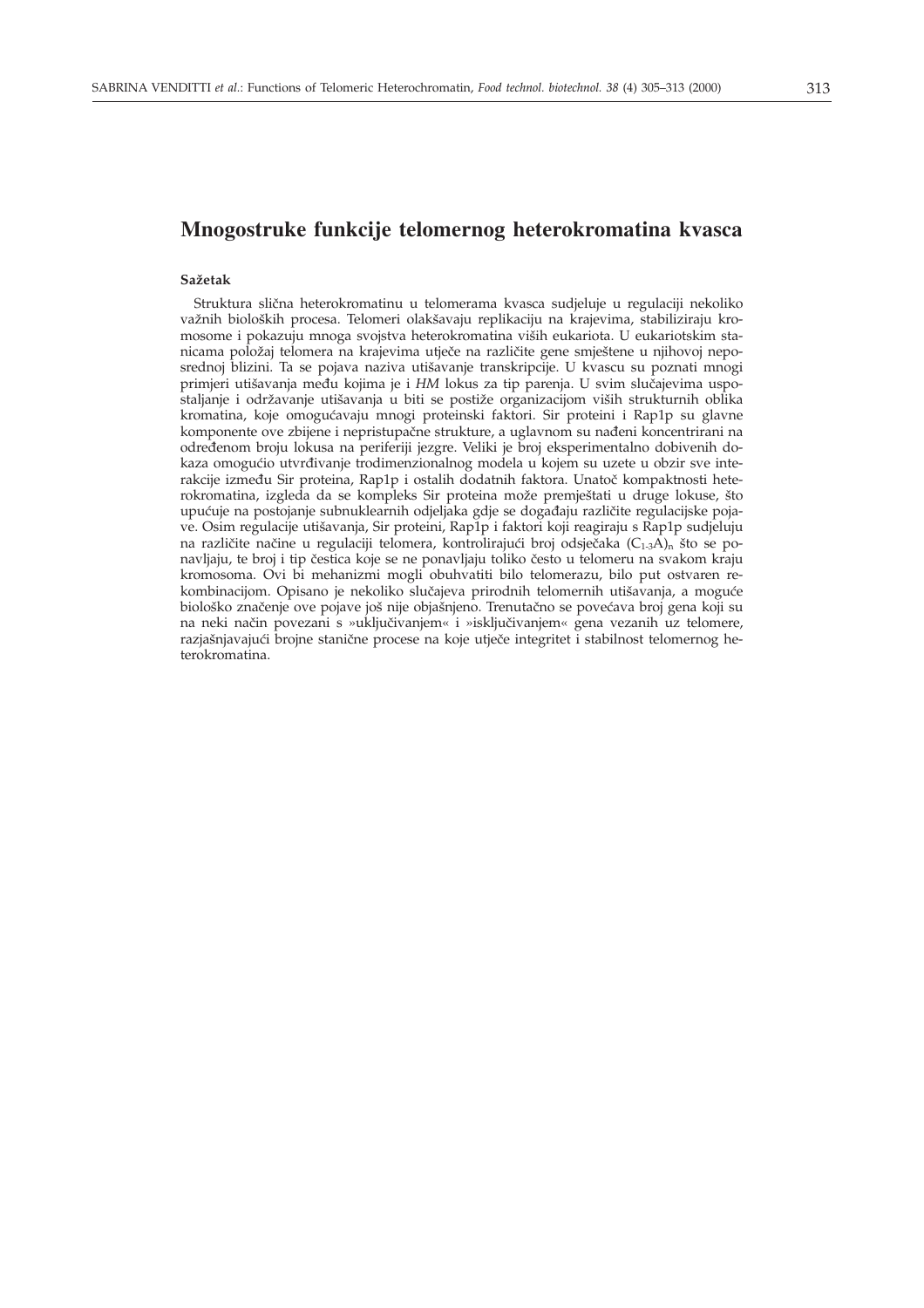# Mnogostruke funkcije telomernog heterokromatina kvasca

### Sažetak

Struktura slična heterokromatinu u telomerama kvasca sudjeluje u regulaciji nekoliko važnih bioloških procesa. Telomeri olakšavaju replikaciju na krajevima, stabiliziraju kromosome i pokazuju mnoga svojstva heterokromatina viših eukariota. U eukariotskim stanicama položaj telomera na krajevima utječe na različite gene smještene u njihovoj neposrednoj blizini. Ta se pojava naziva utišavanje transkripcije. U kvascu su poznati mnogi primjeri utišavanja među kojima je i *HM* lokus za tip parenja. U svim slučajevima uspostaljanje i održavanje utišavanja u biti se postiže organizacijom viših strukturnih oblika kromatina, koje omogućavaju mnogi proteinski faktori. Sir proteini i Rap1p su glavne komponente ove zbijene i nepristupačne strukture, a uglavnom su nađeni koncentrirani na određenom broju lokusa na periferiji jezgre. Veliki je broj eksperimentalno dobivenih dokaza omogućio utvrđivanje trodimenzionalnog modela u kojem su uzete u obzir sve interakcije između Sir proteina, Rap1p i ostalih dodatnih faktora. Unatoč kompaktnosti heterokromatina, izgleda da se kompleks Sir proteina može premještati u druge lokuse, što upućuje na postojanje subnuklearnih odjeljaka gdje se događaju različite regulacijske pojave. Osim regulacije utišavanja, Sir proteini, Rap1p i faktori koji reagiraju s Rap1p sudjeluju na različite načine u regulaciji telomera, kontrolirajući broj odsječaka $(C_{1\text{-}3}A)_n$ što se ponavljaju, te broj i tip čestica koje se ne ponavljaju toliko često u telomeru na svakom kraju kromosoma. Ovi bi mehanizmi mogli obuhvatiti bilo telomerazu, bilo put ostvaren rekombinacijom. Opisano je nekoliko slučajeva prirodnih telomernih utišavanja, a moguće biološko značenje ove pojave još nije objašnjeno. Trenutačno se povećava broj gena koji su na neki način povezani s »uključivanjem« i »isključivanjem« gena vezanih uz telomere, razjašnjavajući brojne stanične procese na koje utječe integritet i stabilnost telomernog heterokromatina.